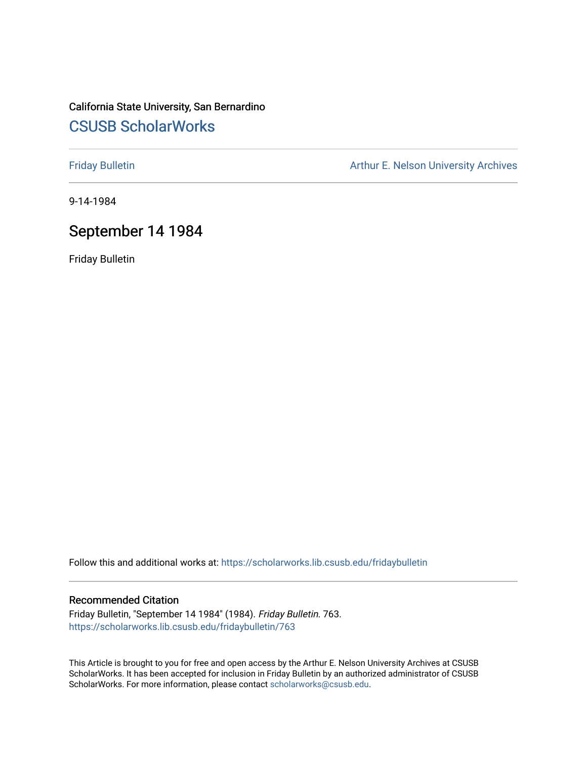California State University, San Bernardino

# CSUSB ScholarWorks

Friday Bulletin

Arthur E. Nelson University Archives

9-14-1984

## September 14 1984

Friday Bulletin

Follow this and additional works at: https://scholarworks.lib.csusb.edu/fridaybulletin

### Recommended Citation

Friday Bulletin, "September 14 1984" (1984). *Friday Bulletin*. 763.
https://scholarworks.lib.csusb.edu/fridaybulletin/763

This Article is brought to you for free and open access by the Arthur E. Nelson University Archives at CSUSB ScholarWorks. It has been accepted for inclusion in Friday Bulletin by an authorized administrator of CSUSB ScholarWorks. For more information, please contact scholarworks@csusb.edu.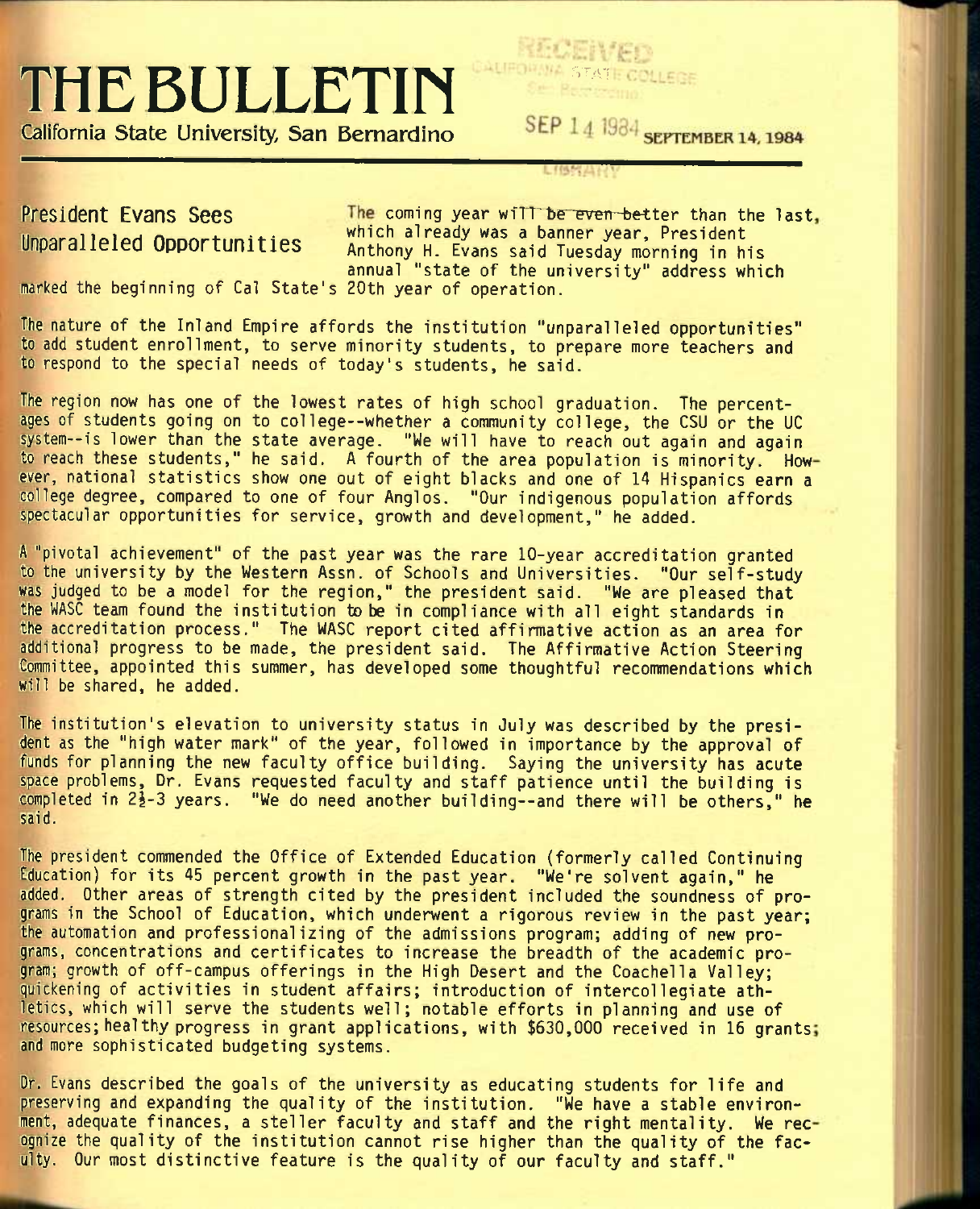# THE BULLETIN

California State University, San Bernardino

SEPTEMBER 14, 1984

## President Evans Sees Unparalleled Opportunities

The coming year will be even better than the last, which already was a banner year, President Anthony H. Evans said Tuesday morning in his annual "state of the university" address which marked the beginning of Cal State's 20th year of operation.

The nature of the Inland Empire affords the institution "unparalleled opportunities" to add student enrollment, to serve minority students, to prepare more teachers and to respond to the special needs of today's students, he said.

The region now has one of the lowest rates of high school graduation. The percentages of students going on to college--whether a community college, the CSU or the UC system--is lower than the state average. "We will have to reach out again and again to reach these students," he said. A fourth of the area population is minority. However, national statistics show one out of eight blacks and one of 14 Hispanics earn a college degree, compared to one of four Anglos. "Our indigenous population affords spectacular opportunities for service, growth and development," he added.

A "pivotal achievement" of the past year was the rare 10-year accreditation granted to the university by the Western Assn. of Schools and Universities. "Our self-study was judged to be a model for the region," the president said. "We are pleased that the WASC team found the institution to be in compliance with all eight standards in the accreditation process." The WASC report cited affirmative action as an area for additional progress to be made, the president said. The Affirmative Action Steering Committee, appointed this summer, has developed some thoughtful recommendations which will be shared, he added.

The institution's elevation to university status in July was described by the president as the "high water mark" of the year, followed in importance by the approval of funds for planning the new faculty office building. Saying the university has acute space problems, Dr. Evans requested faculty and staff patience until the building is completed in 2½-3 years. "We do need another building--and there will be others," he said.

The president commended the Office of Extended Education (formerly called Continuing Education) for its 45 percent growth in the past year. "We're solvent again," he added. Other areas of strength cited by the president included the soundness of programs in the School of Education, which underwent a rigorous review in the past year; the automation and professionalizing of the admissions program; adding of new programs, concentrations and certificates to increase the breadth of the academic program; growth of off-campus offerings in the High Desert and the Coachella Valley; quickening of activities in student affairs; introduction of intercollegiate athletics, which will serve the students well; notable efforts in planning and use of resources; healthy progress in grant applications, with $630,000 received in 16 grants; and more sophisticated budgeting systems.

Dr. Evans described the goals of the university as educating students for life and preserving and expanding the quality of the institution. "We have a stable environment, adequate finances, a steller faculty and staff and the right mentality. We recognize the quality of the institution cannot rise higher than the quality of the faculty. Our most distinctive feature is the quality of our faculty and staff."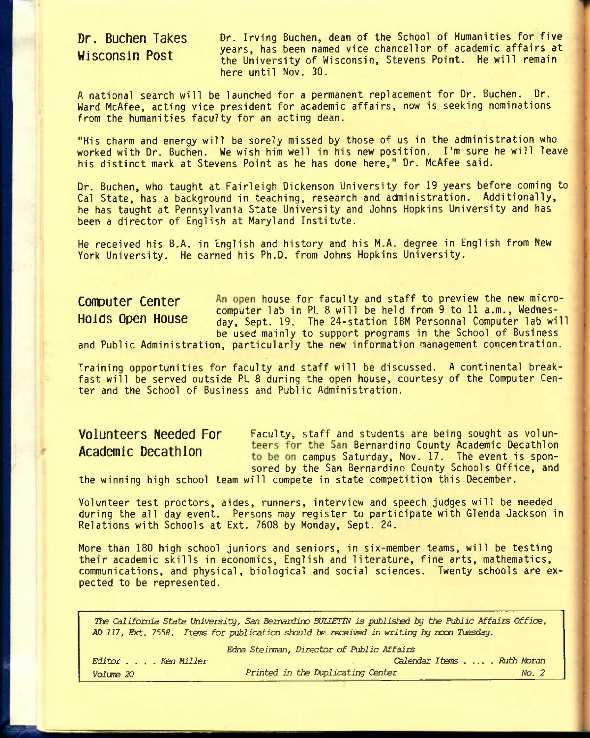## Dr. Buchen Takes Wisconsin Post

Dr. Irving Buchen, dean of the School of Humanities for five years, has been named vice chancellor of academic affairs at the University of Wisconsin, Stevens Point. He will remain here until Nov. 30.

A national search will be launched for a permanent replacement for Dr. Buchen. Dr. Ward McAfee, acting vice president for academic affairs, now is seeking nominations from the humanities faculty for an acting dean.

"His charm and energy will be sorely missed by those of us in the administration who worked with Dr. Buchen. We wish him well in his new position. I'm sure he will leave his distinct mark at Stevens Point as he has done here," Dr. McAfee said.

Dr. Buchen, who taught at Fairleigh Dickenson University for 19 years before coming to Cal State, has a background in teaching, research and administration. Additionally, he has taught at Pennsylvania State University and Johns Hopkins University and has been a director of English at Maryland Institute.

He received his B.A. in English and history and his M.A. degree in English from New York University. He earned his Ph.D. from Johns Hopkins University.

## Computer Center Holds Open House

An open house for faculty and staff to preview the new microcomputer lab in PL 8 will be held from 9 to 11 a.m., Wednesday, Sept. 19. The 24-station IBM Personnal Computer lab will be used mainly to support programs in the School of Business and Public Administration, particularly the new information management concentration.

Training opportunities for faculty and staff will be discussed. A continental breakfast will be served outside PL 8 during the open house, courtesy of the Computer Center and the School of Business and Public Administration.

## Volunteers Needed For Academic Decathlon

Faculty, staff and students are being sought as volunteers for the San Bernardino County Academic Decathlon to be on campus Saturday, Nov. 17. The event is sponsored by the San Bernardino County Schools Office, and the winning high school team will compete in state competition this December.

Volunteer test proctors, aides, runners, interview and speech judges will be needed during the all day event. Persons may register to participate with Glenda Jackson in Relations with Schools at Ext. 7608 by Monday, Sept. 24.

More than 180 high school juniors and seniors, in six-member teams, will be testing their academic skills in economics, English and literature, fine arts, mathematics, communications, and physical, biological and social sciences. Twenty schools are expected to be represented.

---

*The California State University, San Bernardino BULLETIN is published by the Public Affairs Office, AD 117, Ext. 7558. Items for publication should be received in writing by noon Tuesday.*

*Edna Steinman, Director of Public Affairs*

*Editor . . . . Ken Miller* — *Calendar Items . . . . Ruth Moran*

*Volume 20* — *Printed in the Duplicating Center* — *No. 2*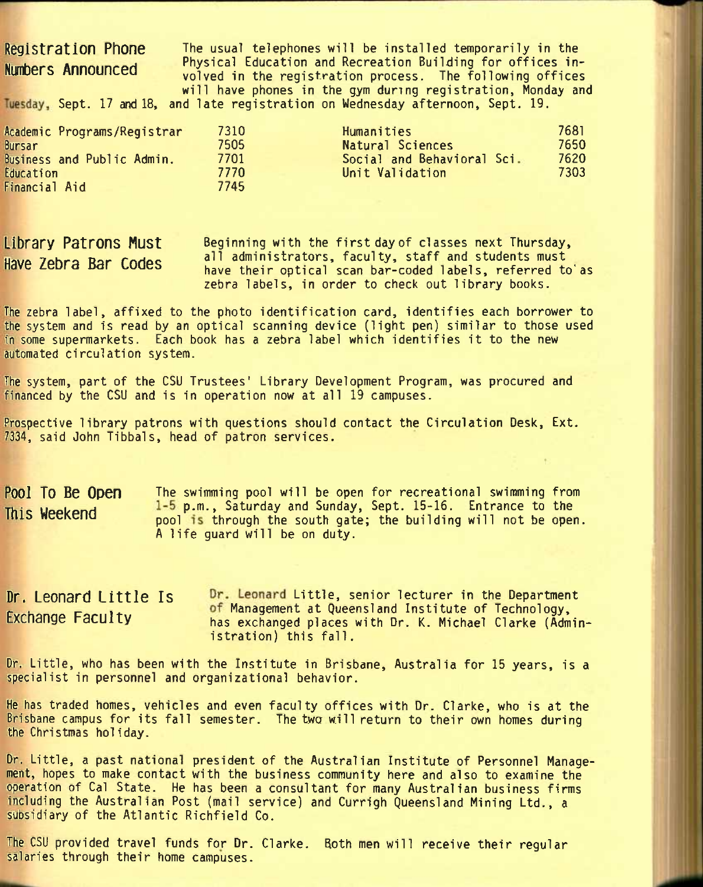## Registration Phone Numbers Announced

The usual telephones will be installed temporarily in the Physical Education and Recreation Building for offices involved in the registration process. The following offices will have phones in the gym during registration, Monday and Tuesday, Sept. 17 and 18, and late registration on Wednesday afternoon, Sept. 19.

| Office | Ext. | Office | Ext. |
|---|---|---|---|
| Academic Programs/Registrar | 7310 | Humanities | 7681 |
| Bursar | 7505 | Natural Sciences | 7650 |
| Business and Public Admin. | 7701 | Social and Behavioral Sci. | 7620 |
| Education | 7770 | Unit Validation | 7303 |
| Financial Aid | 7745 | | |

## Library Patrons Must Have Zebra Bar Codes

Beginning with the first day of classes next Thursday, all administrators, faculty, staff and students must have their optical scan bar-coded labels, referred to as zebra labels, in order to check out library books.

The zebra label, affixed to the photo identification card, identifies each borrower to the system and is read by an optical scanning device (light pen) similar to those used in some supermarkets. Each book has a zebra label which identifies it to the new automated circulation system.

The system, part of the CSU Trustees' Library Development Program, was procured and financed by the CSU and is in operation now at all 19 campuses.

Prospective library patrons with questions should contact the Circulation Desk, Ext. 7334, said John Tibbals, head of patron services.

## Pool To Be Open This Weekend

The swimming pool will be open for recreational swimming from 1-5 p.m., Saturday and Sunday, Sept. 15-16. Entrance to the pool is through the south gate; the building will not be open. A life guard will be on duty.

## Dr. Leonard Little Is Exchange Faculty

Dr. Leonard Little, senior lecturer in the Department of Management at Queensland Institute of Technology, has exchanged places with Dr. K. Michael Clarke (Administration) this fall.

Dr. Little, who has been with the Institute in Brisbane, Australia for 15 years, is a specialist in personnel and organizational behavior.

He has traded homes, vehicles and even faculty offices with Dr. Clarke, who is at the Brisbane campus for its fall semester. The two will return to their own homes during the Christmas holiday.

Dr. Little, a past national president of the Australian Institute of Personnel Management, hopes to make contact with the business community here and also to examine the operation of Cal State. He has been a consultant for many Australian business firms including the Australian Post (mail service) and Currigh Queensland Mining Ltd., a subsidiary of the Atlantic Richfield Co.

The CSU provided travel funds for Dr. Clarke. Both men will receive their regular salaries through their home campuses.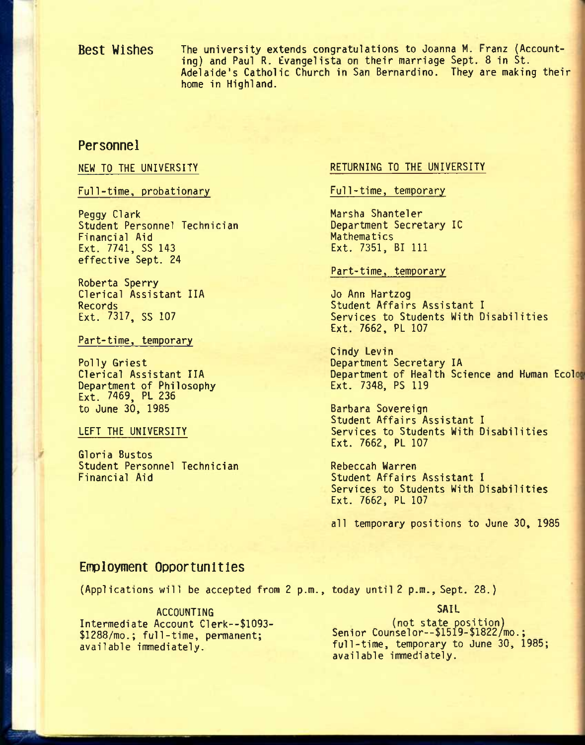## Best Wishes

The university extends congratulations to Joanna M. Franz (Accounting) and Paul R. Evangelista on their marriage Sept. 8 in St. Adelaide's Catholic Church in San Bernardino. They are making their home in Highland.

## Personnel

### NEW TO THE UNIVERSITY

Full-time, probationary

Peggy Clark
Student Personnel Technician
Financial Aid
Ext. 7741, SS 143
effective Sept. 24

Roberta Sperry
Clerical Assistant IIA
Records
Ext. 7317, SS 107

Part-time, temporary

Polly Griest
Clerical Assistant IIA
Department of Philosophy
Ext. 7469, PL 236
to June 30, 1985

### LEFT THE UNIVERSITY

Gloria Bustos
Student Personnel Technician
Financial Aid

### RETURNING TO THE UNIVERSITY

Full-time, temporary

Marsha Shanteler
Department Secretary IC
Mathematics
Ext. 7351, BI 111

Part-time, temporary

Jo Ann Hartzog
Student Affairs Assistant I
Services to Students With Disabilities
Ext. 7662, PL 107

Cindy Levin
Department Secretary IA
Department of Health Science and Human Ecology
Ext. 7348, PS 119

Barbara Sovereign
Student Affairs Assistant I
Services to Students With Disabilities
Ext. 7662, PL 107

Rebeccah Warren
Student Affairs Assistant I
Services to Students With Disabilities
Ext. 7662, PL 107

all temporary positions to June 30, 1985

## Employment Opportunities

(Applications will be accepted from 2 p.m., today until 2 p.m., Sept. 28.)

ACCOUNTING
Intermediate Account Clerk--$1093-$1288/mo.; full-time, permanent; available immediately.

SAIL
(not state position)
Senior Counselor--$1519-$1822/mo.; full-time, temporary to June 30, 1985; available immediately.